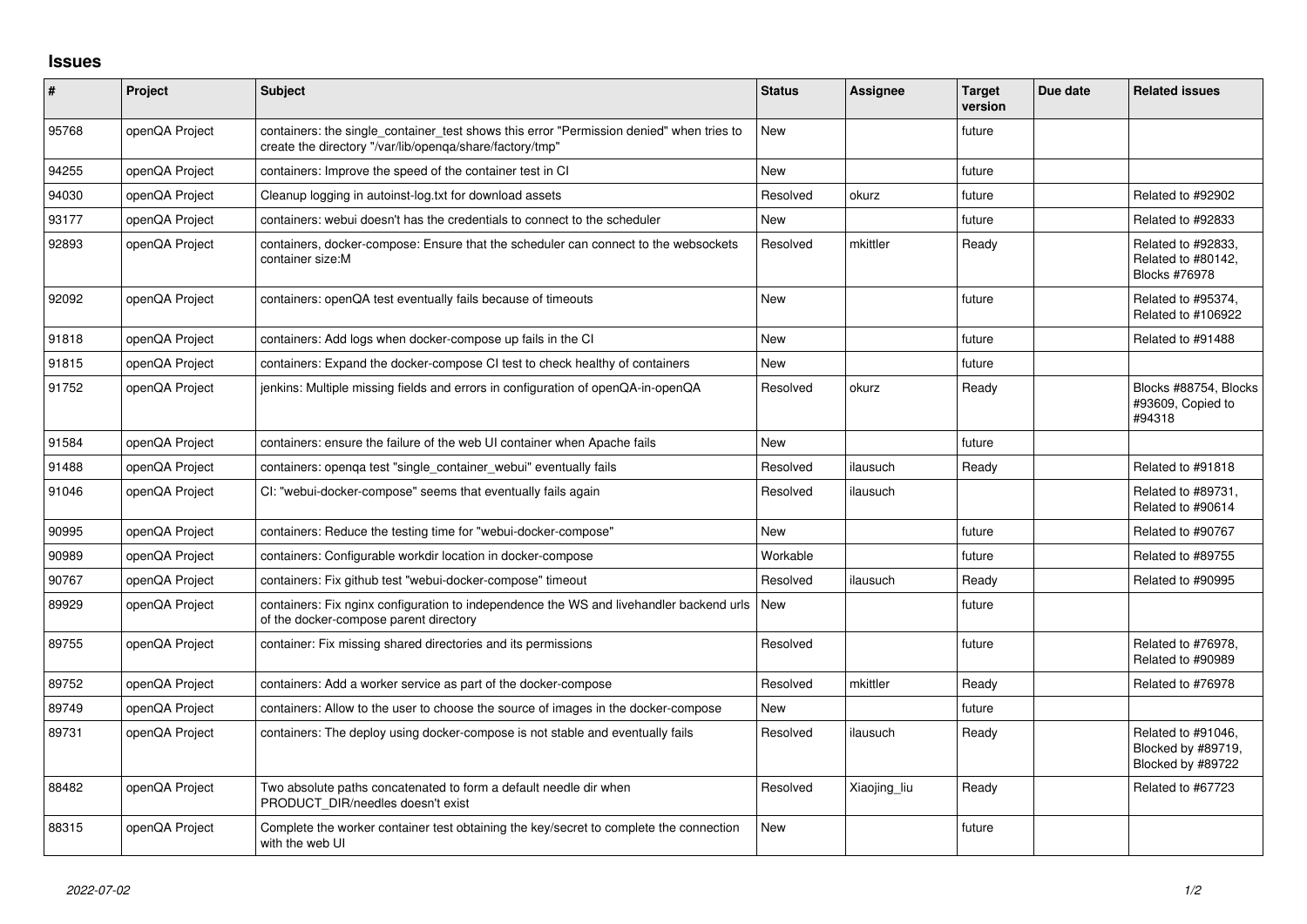# Issues

| # | Project | Subject | Status | Assignee | Target version | Due date | Related issues |
|---|---|---|---|---|---|---|---|
| 95768 | openQA Project | containers: the single_container_test shows this error "Permission denied" when tries to create the directory "/var/lib/openqa/share/factory/tmp" | New | | future | | |
| 94255 | openQA Project | containers: Improve the speed of the container test in CI | New | | future | | |
| 94030 | openQA Project | Cleanup logging in autoinst-log.txt for download assets | Resolved | okurz | future | | Related to #92902 |
| 93177 | openQA Project | containers: webui doesn't has the credentials to connect to the scheduler | New | | future | | Related to #92833 |
| 92893 | openQA Project | containers, docker-compose: Ensure that the scheduler can connect to the websockets container size:M | Resolved | mkittler | Ready | | Related to #92833, Related to #80142, Blocks #76978 |
| 92092 | openQA Project | containers: openQA test eventually fails because of timeouts | New | | future | | Related to #95374, Related to #106922 |
| 91818 | openQA Project | containers: Add logs when docker-compose up fails in the CI | New | | future | | Related to #91488 |
| 91815 | openQA Project | containers: Expand the docker-compose CI test to check healthy of containers | New | | future | | |
| 91752 | openQA Project | jenkins: Multiple missing fields and errors in configuration of openQA-in-openQA | Resolved | okurz | Ready | | Blocks #88754, Blocks #93609, Copied to #94318 |
| 91584 | openQA Project | containers: ensure the failure of the web UI container when Apache fails | New | | future | | |
| 91488 | openQA Project | containers: openqa test "single_container_webui" eventually fails | Resolved | ilausuch | Ready | | Related to #91818 |
| 91046 | openQA Project | CI: "webui-docker-compose" seems that eventually fails again | Resolved | ilausuch | | | Related to #89731, Related to #90614 |
| 90995 | openQA Project | containers: Reduce the testing time for "webui-docker-compose" | New | | future | | Related to #90767 |
| 90989 | openQA Project | containers: Configurable workdir location in docker-compose | Workable | | future | | Related to #89755 |
| 90767 | openQA Project | containers: Fix github test "webui-docker-compose" timeout | Resolved | ilausuch | Ready | | Related to #90995 |
| 89929 | openQA Project | containers: Fix nginx configuration to independence the WS and livehandler backend urls of the docker-compose parent directory | New | | future | | |
| 89755 | openQA Project | container: Fix missing shared directories and its permissions | Resolved | | future | | Related to #76978, Related to #90989 |
| 89752 | openQA Project | containers: Add a worker service as part of the docker-compose | Resolved | mkittler | Ready | | Related to #76978 |
| 89749 | openQA Project | containers: Allow to the user to choose the source of images in the docker-compose | New | | future | | |
| 89731 | openQA Project | containers: The deploy using docker-compose is not stable and eventually fails | Resolved | ilausuch | Ready | | Related to #91046, Blocked by #89719, Blocked by #89722 |
| 88482 | openQA Project | Two absolute paths concatenated to form a default needle dir when PRODUCT_DIR/needles doesn't exist | Resolved | Xiaojing_liu | Ready | | Related to #67723 |
| 88315 | openQA Project | Complete the worker container test obtaining the key/secret to complete the connection with the web UI | New | | future | | |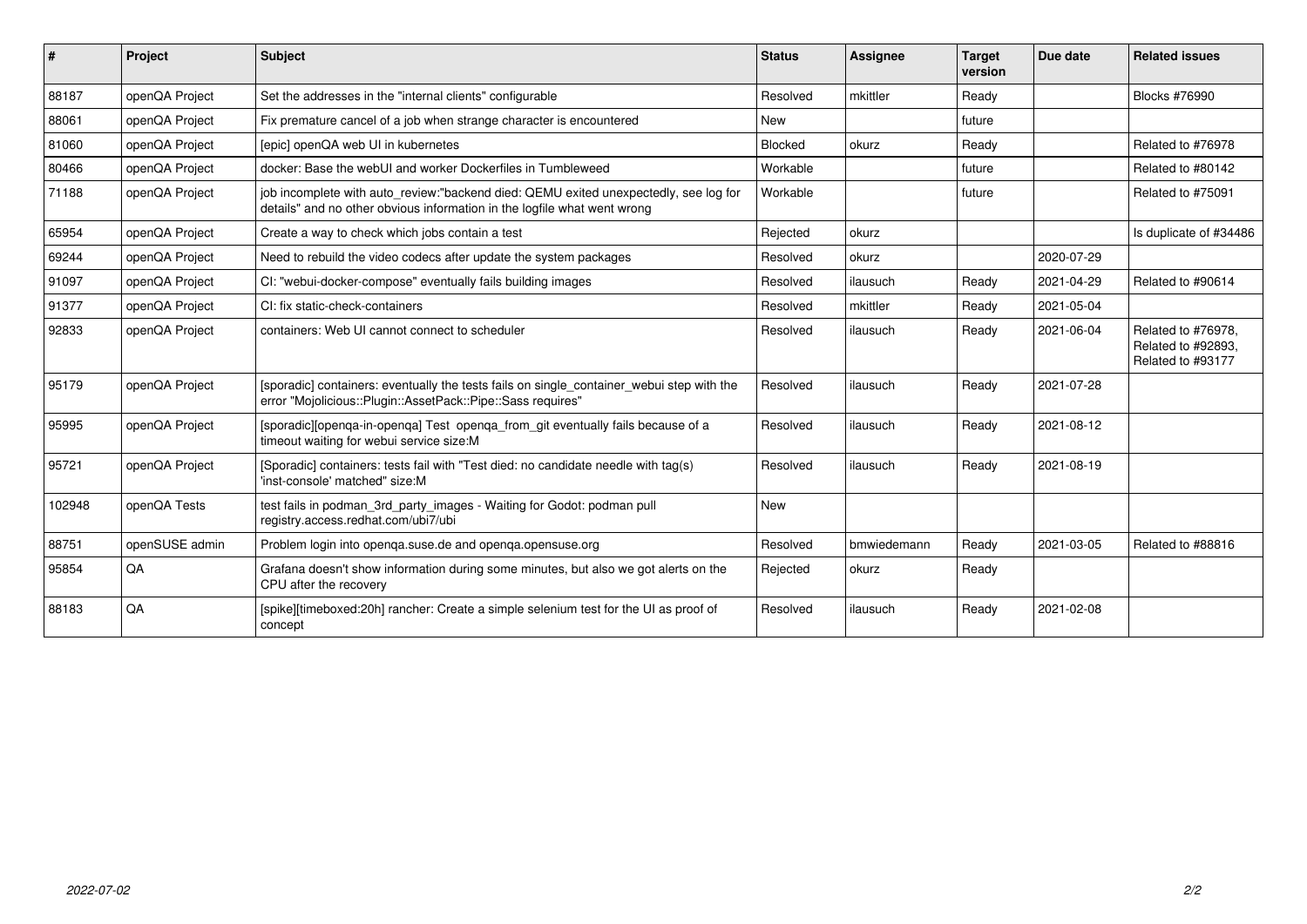| # | Project | Subject | Status | Assignee | Target version | Due date | Related issues |
|---|---|---|---|---|---|---|---|
| 88187 | openQA Project | Set the addresses in the "internal clients" configurable | Resolved | mkittler | Ready | | Blocks #76990 |
| 88061 | openQA Project | Fix premature cancel of a job when strange character is encountered | New | | future | | |
| 81060 | openQA Project | [epic] openQA web UI in kubernetes | Blocked | okurz | Ready | | Related to #76978 |
| 80466 | openQA Project | docker: Base the webUI and worker Dockerfiles in Tumbleweed | Workable | | future | | Related to #80142 |
| 71188 | openQA Project | job incomplete with auto_review:"backend died: QEMU exited unexpectedly, see log for details" and no other obvious information in the logfile what went wrong | Workable | | future | | Related to #75091 |
| 65954 | openQA Project | Create a way to check which jobs contain a test | Rejected | okurz | | | Is duplicate of #34486 |
| 69244 | openQA Project | Need to rebuild the video codecs after update the system packages | Resolved | okurz | | 2020-07-29 | |
| 91097 | openQA Project | CI: "webui-docker-compose" eventually fails building images | Resolved | ilausuch | Ready | 2021-04-29 | Related to #90614 |
| 91377 | openQA Project | CI: fix static-check-containers | Resolved | mkittler | Ready | 2021-05-04 | |
| 92833 | openQA Project | containers: Web UI cannot connect to scheduler | Resolved | ilausuch | Ready | 2021-06-04 | Related to #76978, Related to #92893, Related to #93177 |
| 95179 | openQA Project | [sporadic] containers: eventually the tests fails on single_container_webui step with the error "Mojolicious::Plugin::AssetPack::Pipe::Sass requires" | Resolved | ilausuch | Ready | 2021-07-28 | |
| 95995 | openQA Project | [sporadic][openqa-in-openqa] Test openqa_from_git eventually fails because of a timeout waiting for webui service size:M | Resolved | ilausuch | Ready | 2021-08-12 | |
| 95721 | openQA Project | [Sporadic] containers: tests fail with "Test died: no candidate needle with tag(s) 'inst-console' matched" size:M | Resolved | ilausuch | Ready | 2021-08-19 | |
| 102948 | openQA Tests | test fails in podman_3rd_party_images - Waiting for Godot: podman pull registry.access.redhat.com/ubi7/ubi | New | | | | |
| 88751 | openSUSE admin | Problem login into openqa.suse.de and openqa.opensuse.org | Resolved | bmwiedemann | Ready | 2021-03-05 | Related to #88816 |
| 95854 | QA | Grafana doesn't show information during some minutes, but also we got alerts on the CPU after the recovery | Rejected | okurz | Ready | | |
| 88183 | QA | [spike][timeboxed:20h] rancher: Create a simple selenium test for the UI as proof of concept | Resolved | ilausuch | Ready | 2021-02-08 | |